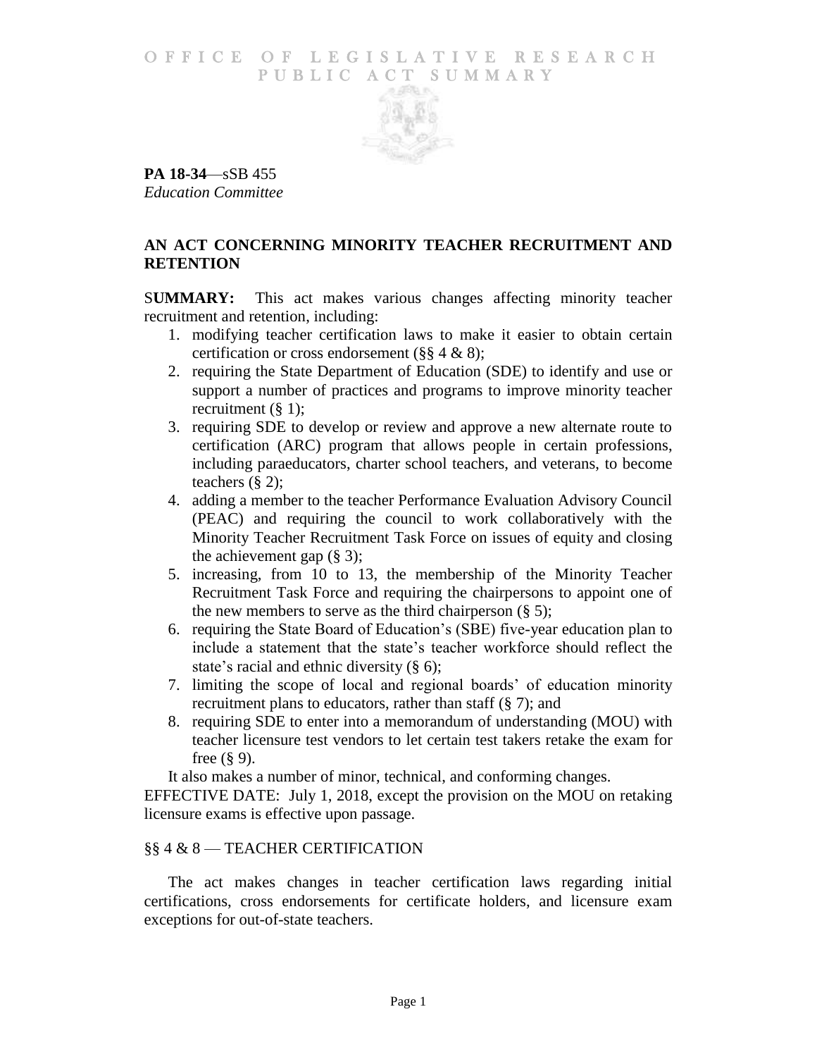# OFFICE OF LEGISLATIVE RESEARCH
# PUBLIC ACT SUMMARY

**PA 18-34**—sSB 455
*Education Committee*

## AN ACT CONCERNING MINORITY TEACHER RECRUITMENT AND RETENTION

**SUMMARY:** This act makes various changes affecting minority teacher recruitment and retention, including:

1. modifying teacher certification laws to make it easier to obtain certain certification or cross endorsement (§§ 4 & 8);
2. requiring the State Department of Education (SDE) to identify and use or support a number of practices and programs to improve minority teacher recruitment (§ 1);
3. requiring SDE to develop or review and approve a new alternate route to certification (ARC) program that allows people in certain professions, including paraeducators, charter school teachers, and veterans, to become teachers (§ 2);
4. adding a member to the teacher Performance Evaluation Advisory Council (PEAC) and requiring the council to work collaboratively with the Minority Teacher Recruitment Task Force on issues of equity and closing the achievement gap (§ 3);
5. increasing, from 10 to 13, the membership of the Minority Teacher Recruitment Task Force and requiring the chairpersons to appoint one of the new members to serve as the third chairperson (§ 5);
6. requiring the State Board of Education's (SBE) five-year education plan to include a statement that the state's teacher workforce should reflect the state's racial and ethnic diversity (§ 6);
7. limiting the scope of local and regional boards' of education minority recruitment plans to educators, rather than staff (§ 7); and
8. requiring SDE to enter into a memorandum of understanding (MOU) with teacher licensure test vendors to let certain test takers retake the exam for free (§ 9).

It also makes a number of minor, technical, and conforming changes.

EFFECTIVE DATE: July 1, 2018, except the provision on the MOU on retaking licensure exams is effective upon passage.

### §§ 4 & 8 — TEACHER CERTIFICATION

The act makes changes in teacher certification laws regarding initial certifications, cross endorsements for certificate holders, and licensure exam exceptions for out-of-state teachers.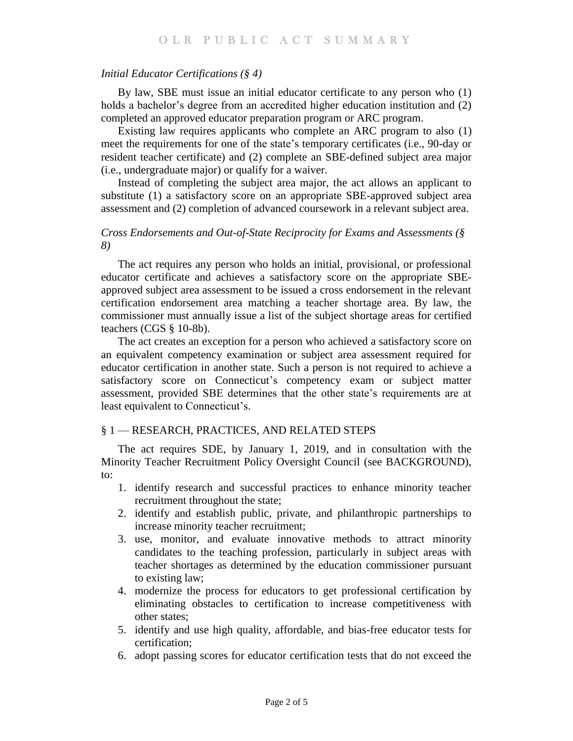*Initial Educator Certifications (§ 4)*

By law, SBE must issue an initial educator certificate to any person who (1) holds a bachelor's degree from an accredited higher education institution and (2) completed an approved educator preparation program or ARC program.

Existing law requires applicants who complete an ARC program to also (1) meet the requirements for one of the state's temporary certificates (i.e., 90-day or resident teacher certificate) and (2) complete an SBE-defined subject area major (i.e., undergraduate major) or qualify for a waiver.

Instead of completing the subject area major, the act allows an applicant to substitute (1) a satisfactory score on an appropriate SBE-approved subject area assessment and (2) completion of advanced coursework in a relevant subject area.

*Cross Endorsements and Out-of-State Reciprocity for Exams and Assessments (§ 8)*

The act requires any person who holds an initial, provisional, or professional educator certificate and achieves a satisfactory score on the appropriate SBE-approved subject area assessment to be issued a cross endorsement in the relevant certification endorsement area matching a teacher shortage area. By law, the commissioner must annually issue a list of the subject shortage areas for certified teachers (CGS § 10-8b).

The act creates an exception for a person who achieved a satisfactory score on an equivalent competency examination or subject area assessment required for educator certification in another state. Such a person is not required to achieve a satisfactory score on Connecticut's competency exam or subject matter assessment, provided SBE determines that the other state's requirements are at least equivalent to Connecticut's.

## § 1 — RESEARCH, PRACTICES, AND RELATED STEPS

The act requires SDE, by January 1, 2019, and in consultation with the Minority Teacher Recruitment Policy Oversight Council (see BACKGROUND), to:

1. identify research and successful practices to enhance minority teacher recruitment throughout the state;
2. identify and establish public, private, and philanthropic partnerships to increase minority teacher recruitment;
3. use, monitor, and evaluate innovative methods to attract minority candidates to the teaching profession, particularly in subject areas with teacher shortages as determined by the education commissioner pursuant to existing law;
4. modernize the process for educators to get professional certification by eliminating obstacles to certification to increase competitiveness with other states;
5. identify and use high quality, affordable, and bias-free educator tests for certification;
6. adopt passing scores for educator certification tests that do not exceed the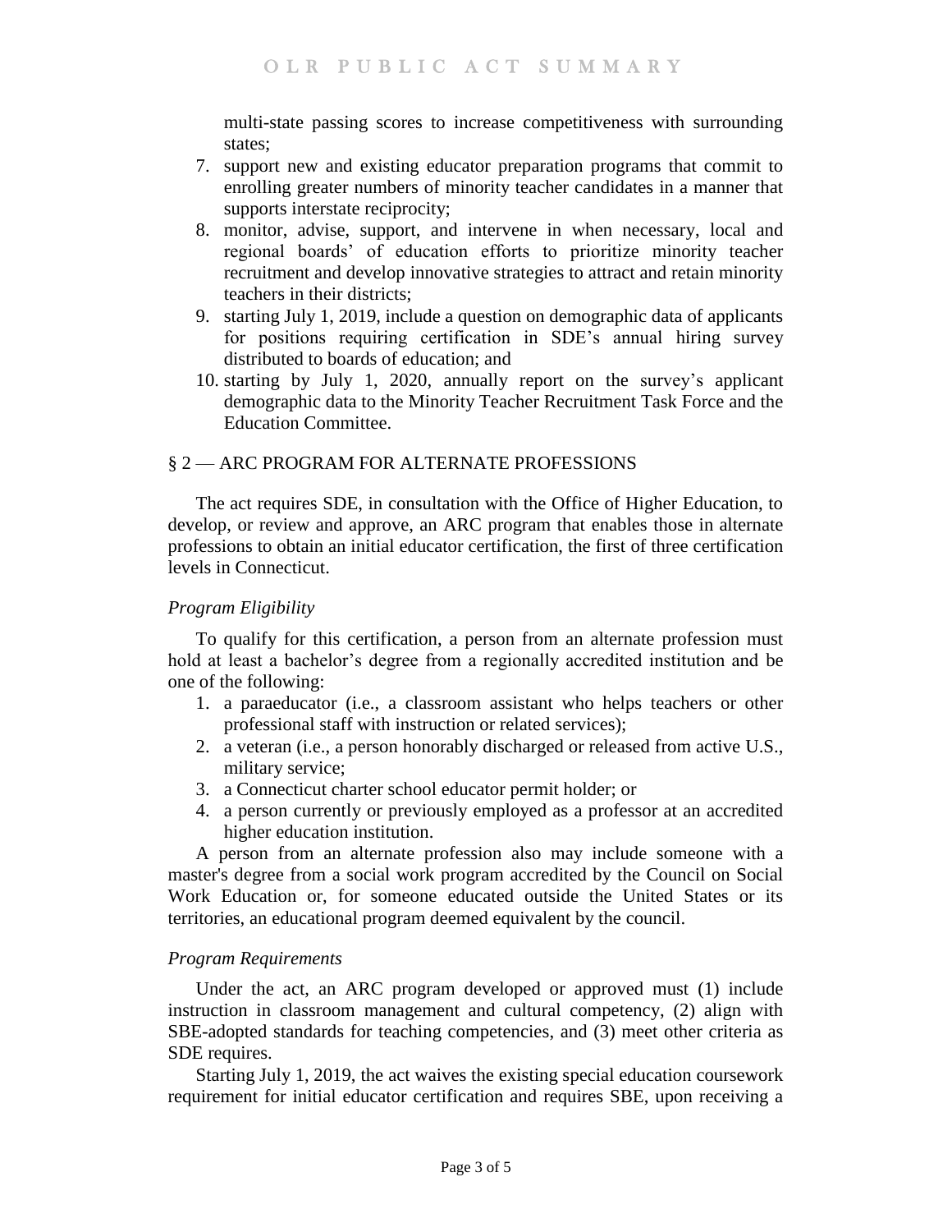multi-state passing scores to increase competitiveness with surrounding states;

7. support new and existing educator preparation programs that commit to enrolling greater numbers of minority teacher candidates in a manner that supports interstate reciprocity;
8. monitor, advise, support, and intervene in when necessary, local and regional boards' of education efforts to prioritize minority teacher recruitment and develop innovative strategies to attract and retain minority teachers in their districts;
9. starting July 1, 2019, include a question on demographic data of applicants for positions requiring certification in SDE's annual hiring survey distributed to boards of education; and
10. starting by July 1, 2020, annually report on the survey's applicant demographic data to the Minority Teacher Recruitment Task Force and the Education Committee.

## § 2 — ARC PROGRAM FOR ALTERNATE PROFESSIONS

The act requires SDE, in consultation with the Office of Higher Education, to develop, or review and approve, an ARC program that enables those in alternate professions to obtain an initial educator certification, the first of three certification levels in Connecticut.

### *Program Eligibility*

To qualify for this certification, a person from an alternate profession must hold at least a bachelor's degree from a regionally accredited institution and be one of the following:

1. a paraeducator (i.e., a classroom assistant who helps teachers or other professional staff with instruction or related services);
2. a veteran (i.e., a person honorably discharged or released from active U.S., military service;
3. a Connecticut charter school educator permit holder; or
4. a person currently or previously employed as a professor at an accredited higher education institution.

A person from an alternate profession also may include someone with a master's degree from a social work program accredited by the Council on Social Work Education or, for someone educated outside the United States or its territories, an educational program deemed equivalent by the council.

### *Program Requirements*

Under the act, an ARC program developed or approved must (1) include instruction in classroom management and cultural competency, (2) align with SBE-adopted standards for teaching competencies, and (3) meet other criteria as SDE requires.

Starting July 1, 2019, the act waives the existing special education coursework requirement for initial educator certification and requires SBE, upon receiving a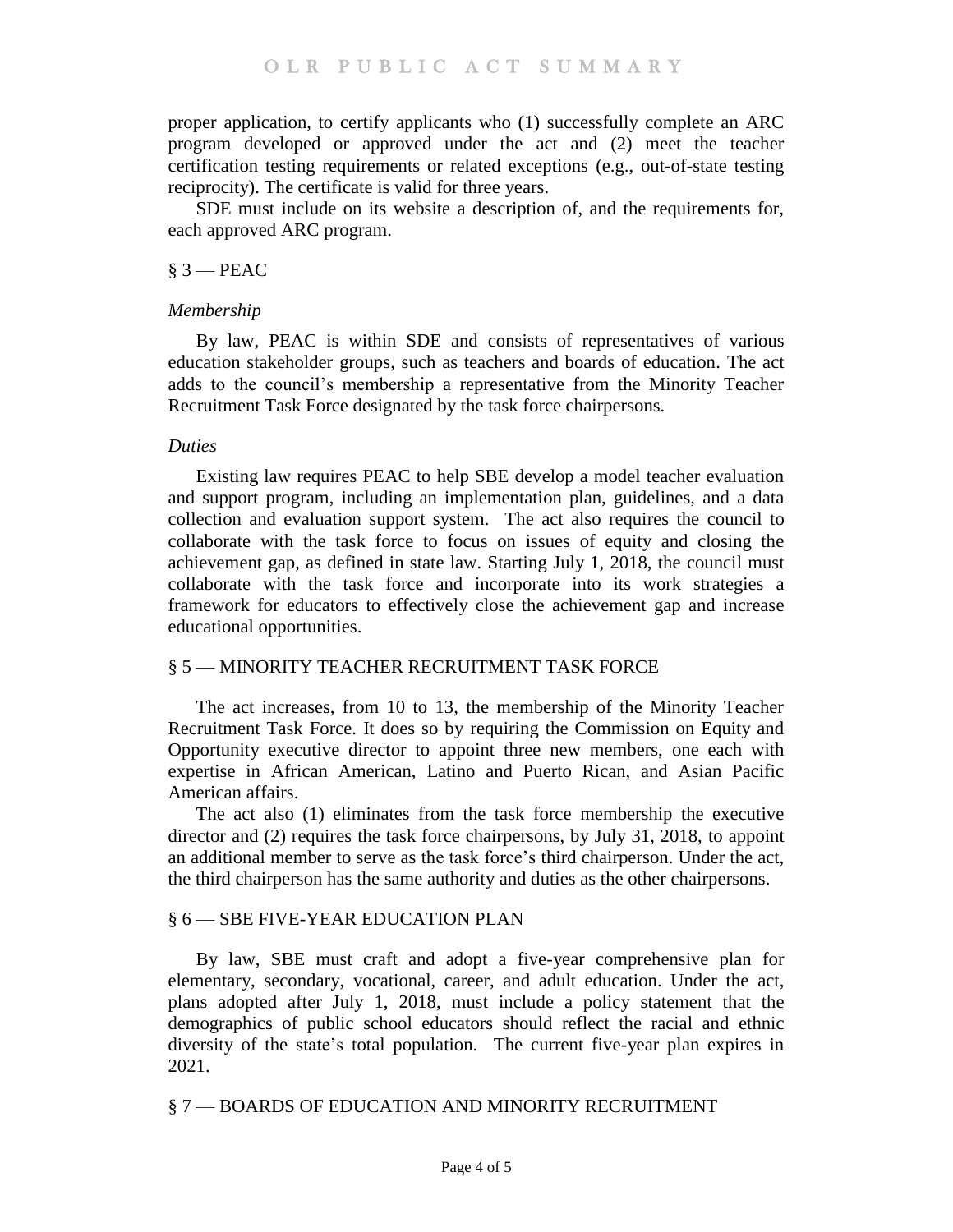proper application, to certify applicants who (1) successfully complete an ARC program developed or approved under the act and (2) meet the teacher certification testing requirements or related exceptions (e.g., out-of-state testing reciprocity). The certificate is valid for three years.

SDE must include on its website a description of, and the requirements for, each approved ARC program.

## § 3 — PEAC

### *Membership*

By law, PEAC is within SDE and consists of representatives of various education stakeholder groups, such as teachers and boards of education. The act adds to the council's membership a representative from the Minority Teacher Recruitment Task Force designated by the task force chairpersons.

### *Duties*

Existing law requires PEAC to help SBE develop a model teacher evaluation and support program, including an implementation plan, guidelines, and a data collection and evaluation support system. The act also requires the council to collaborate with the task force to focus on issues of equity and closing the achievement gap, as defined in state law. Starting July 1, 2018, the council must collaborate with the task force and incorporate into its work strategies a framework for educators to effectively close the achievement gap and increase educational opportunities.

## § 5 — MINORITY TEACHER RECRUITMENT TASK FORCE

The act increases, from 10 to 13, the membership of the Minority Teacher Recruitment Task Force. It does so by requiring the Commission on Equity and Opportunity executive director to appoint three new members, one each with expertise in African American, Latino and Puerto Rican, and Asian Pacific American affairs.

The act also (1) eliminates from the task force membership the executive director and (2) requires the task force chairpersons, by July 31, 2018, to appoint an additional member to serve as the task force's third chairperson. Under the act, the third chairperson has the same authority and duties as the other chairpersons.

## § 6 — SBE FIVE-YEAR EDUCATION PLAN

By law, SBE must craft and adopt a five-year comprehensive plan for elementary, secondary, vocational, career, and adult education. Under the act, plans adopted after July 1, 2018, must include a policy statement that the demographics of public school educators should reflect the racial and ethnic diversity of the state's total population. The current five-year plan expires in 2021.

## § 7 — BOARDS OF EDUCATION AND MINORITY RECRUITMENT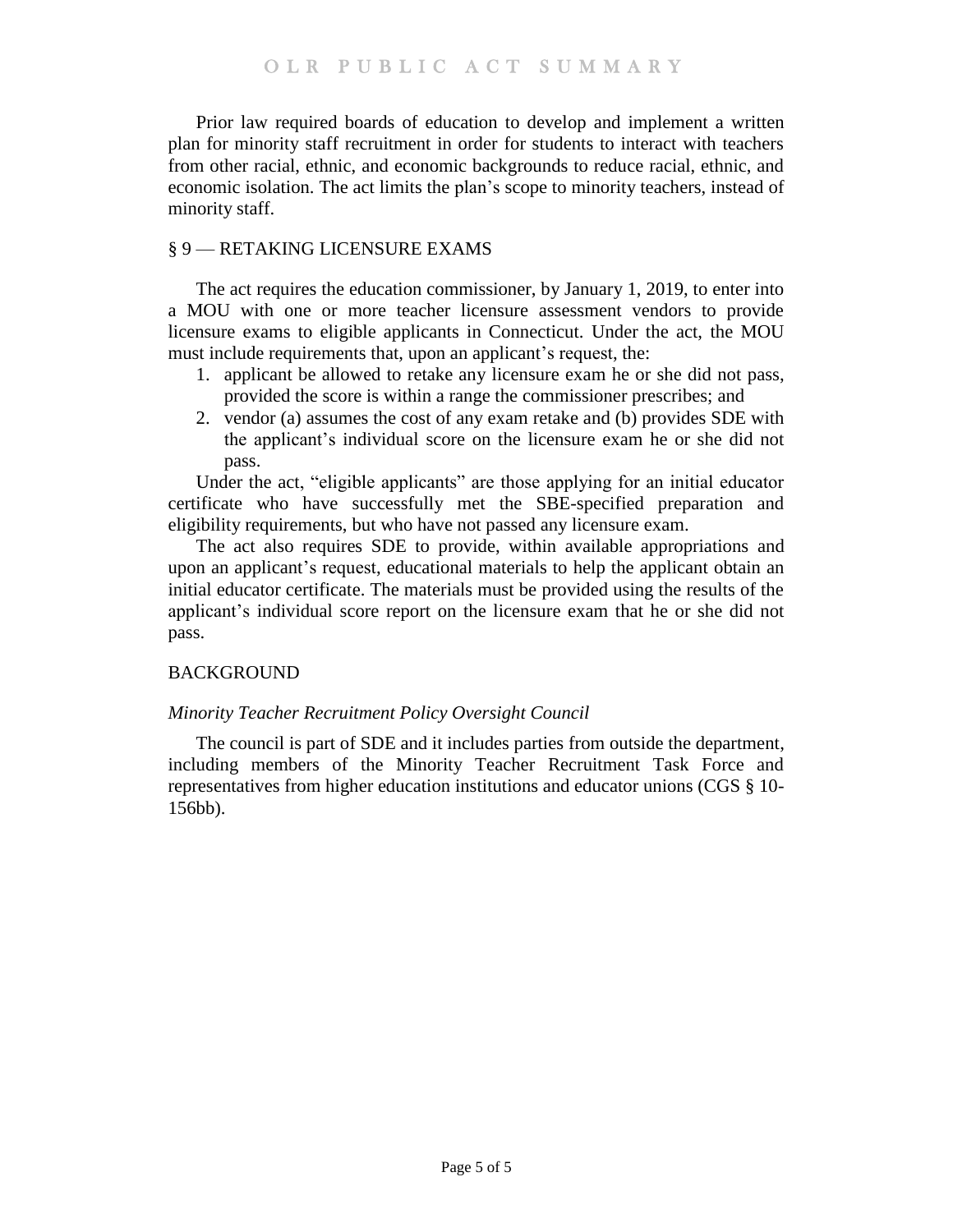Prior law required boards of education to develop and implement a written plan for minority staff recruitment in order for students to interact with teachers from other racial, ethnic, and economic backgrounds to reduce racial, ethnic, and economic isolation. The act limits the plan's scope to minority teachers, instead of minority staff.

## § 9 — RETAKING LICENSURE EXAMS

The act requires the education commissioner, by January 1, 2019, to enter into a MOU with one or more teacher licensure assessment vendors to provide licensure exams to eligible applicants in Connecticut. Under the act, the MOU must include requirements that, upon an applicant's request, the:

1. applicant be allowed to retake any licensure exam he or she did not pass, provided the score is within a range the commissioner prescribes; and
2. vendor (a) assumes the cost of any exam retake and (b) provides SDE with the applicant's individual score on the licensure exam he or she did not pass.

Under the act, "eligible applicants" are those applying for an initial educator certificate who have successfully met the SBE-specified preparation and eligibility requirements, but who have not passed any licensure exam.

The act also requires SDE to provide, within available appropriations and upon an applicant's request, educational materials to help the applicant obtain an initial educator certificate. The materials must be provided using the results of the applicant's individual score report on the licensure exam that he or she did not pass.

## BACKGROUND

### *Minority Teacher Recruitment Policy Oversight Council*

The council is part of SDE and it includes parties from outside the department, including members of the Minority Teacher Recruitment Task Force and representatives from higher education institutions and educator unions (CGS § 10-156bb).